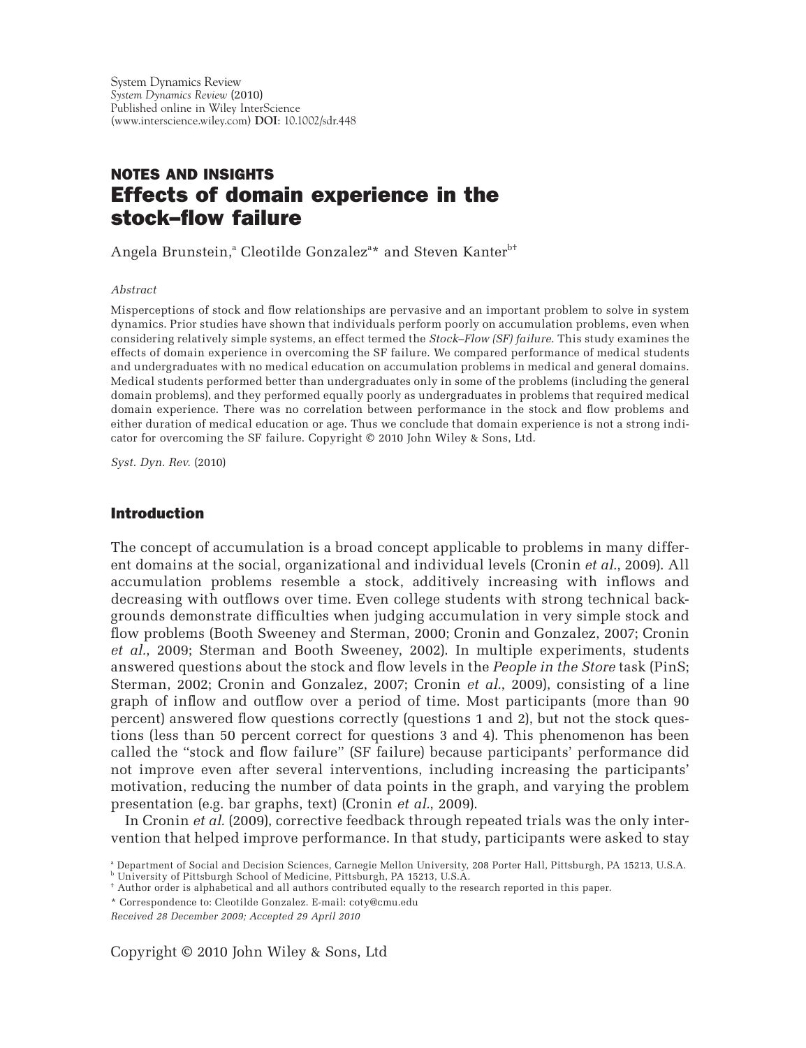System Dynamics Review
*System Dynamics Review* (2010)
Published online in Wiley InterScience
(www.interscience.wiley.com) **DOI**: 10.1002/sdr.448

**NOTES AND INSIGHTS**

# Effects of domain experience in the stock–flow failure

Angela Brunstein,[a] Cleotilde Gonzalez[a]* and Steven Kanter[b†]

*Abstract*

Misperceptions of stock and flow relationships are pervasive and an important problem to solve in system dynamics. Prior studies have shown that individuals perform poorly on accumulation problems, even when considering relatively simple systems, an effect termed the *Stock–Flow (SF) failure*. This study examines the effects of domain experience in overcoming the SF failure. We compared performance of medical students and undergraduates with no medical education on accumulation problems in medical and general domains. Medical students performed better than undergraduates only in some of the problems (including the general domain problems), and they performed equally poorly as undergraduates in problems that required medical domain experience. There was no correlation between performance in the stock and flow problems and either duration of medical education or age. Thus we conclude that domain experience is not a strong indicator for overcoming the SF failure. Copyright © 2010 John Wiley & Sons, Ltd.

*Syst. Dyn. Rev.* (2010)

## Introduction

The concept of accumulation is a broad concept applicable to problems in many different domains at the social, organizational and individual levels (Cronin *et al.*, 2009). All accumulation problems resemble a stock, additively increasing with inflows and decreasing with outflows over time. Even college students with strong technical backgrounds demonstrate difficulties when judging accumulation in very simple stock and flow problems (Booth Sweeney and Sterman, 2000; Cronin and Gonzalez, 2007; Cronin *et al.*, 2009; Sterman and Booth Sweeney, 2002). In multiple experiments, students answered questions about the stock and flow levels in the *People in the Store* task (PinS; Sterman, 2002; Cronin and Gonzalez, 2007; Cronin *et al.*, 2009), consisting of a line graph of inflow and outflow over a period of time. Most participants (more than 90 percent) answered flow questions correctly (questions 1 and 2), but not the stock questions (less than 50 percent correct for questions 3 and 4). This phenomenon has been called the "stock and flow failure" (SF failure) because participants' performance did not improve even after several interventions, including increasing the participants' motivation, reducing the number of data points in the graph, and varying the problem presentation (e.g. bar graphs, text) (Cronin *et al.*, 2009).

In Cronin *et al.* (2009), corrective feedback through repeated trials was the only intervention that helped improve performance. In that study, participants were asked to stay

[a] Department of Social and Decision Sciences, Carnegie Mellon University, 208 Porter Hall, Pittsburgh, PA 15213, U.S.A.
[b] University of Pittsburgh School of Medicine, Pittsburgh, PA 15213, U.S.A.
† Author order is alphabetical and all authors contributed equally to the research reported in this paper.
* Correspondence to: Cleotilde Gonzalez. E-mail: coty@cmu.edu
*Received 28 December 2009; Accepted 29 April 2010*

Copyright © 2010 John Wiley & Sons, Ltd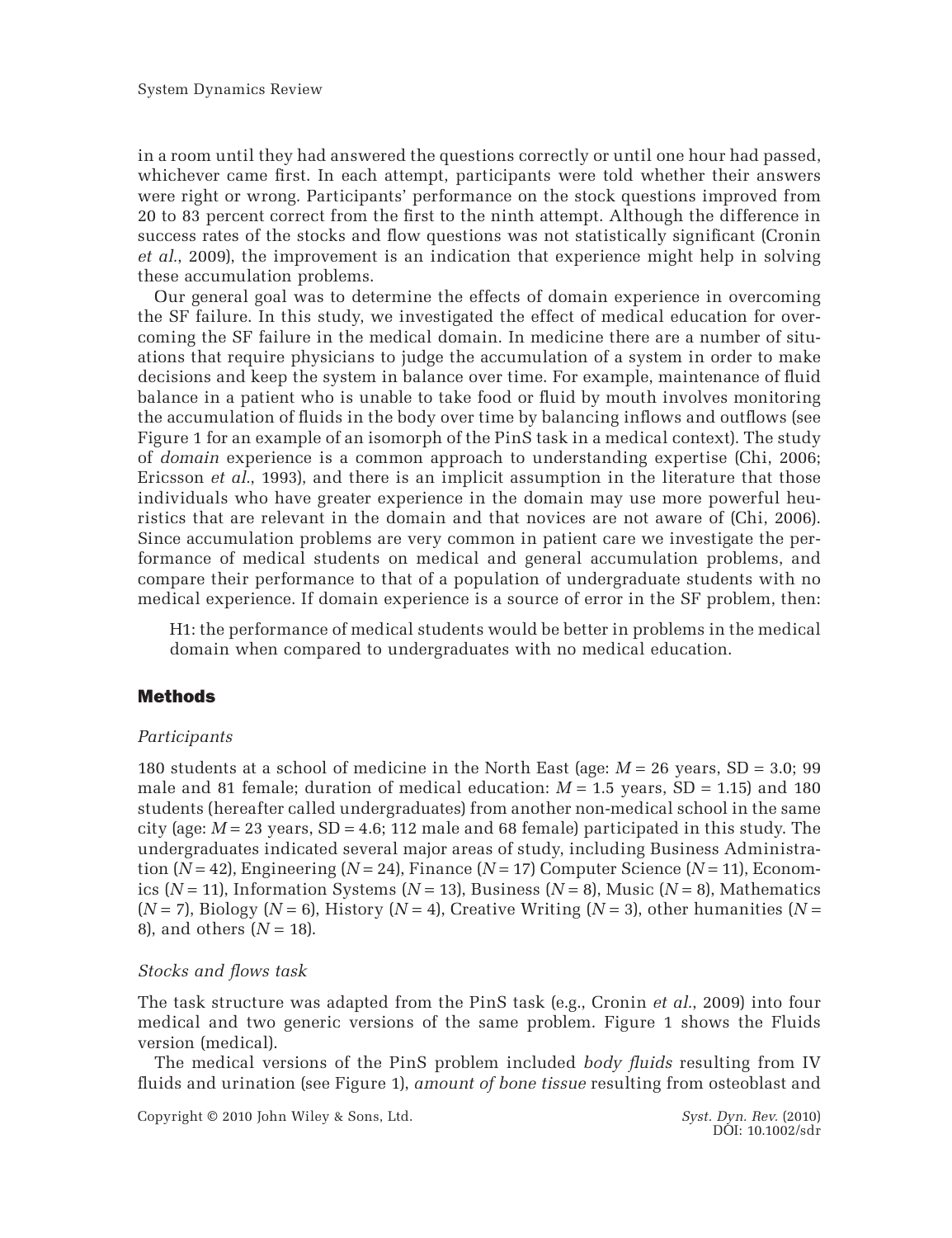in a room until they had answered the questions correctly or until one hour had passed, whichever came first. In each attempt, participants were told whether their answers were right or wrong. Participants' performance on the stock questions improved from 20 to 83 percent correct from the first to the ninth attempt. Although the difference in success rates of the stocks and flow questions was not statistically significant (Cronin *et al.*, 2009), the improvement is an indication that experience might help in solving these accumulation problems.

Our general goal was to determine the effects of domain experience in overcoming the SF failure. In this study, we investigated the effect of medical education for overcoming the SF failure in the medical domain. In medicine there are a number of situations that require physicians to judge the accumulation of a system in order to make decisions and keep the system in balance over time. For example, maintenance of fluid balance in a patient who is unable to take food or fluid by mouth involves monitoring the accumulation of fluids in the body over time by balancing inflows and outflows (see Figure 1 for an example of an isomorph of the PinS task in a medical context). The study of *domain* experience is a common approach to understanding expertise (Chi, 2006; Ericsson *et al.*, 1993), and there is an implicit assumption in the literature that those individuals who have greater experience in the domain may use more powerful heuristics that are relevant in the domain and that novices are not aware of (Chi, 2006). Since accumulation problems are very common in patient care we investigate the performance of medical students on medical and general accumulation problems, and compare their performance to that of a population of undergraduate students with no medical experience. If domain experience is a source of error in the SF problem, then:

> H1: the performance of medical students would be better in problems in the medical domain when compared to undergraduates with no medical education.

## Methods

### *Participants*

180 students at a school of medicine in the North East (age: $M = 26$ years, SD = 3.0; 99 male and 81 female; duration of medical education: $M = 1.5$ years, SD = 1.15) and 180 students (hereafter called undergraduates) from another non-medical school in the same city (age: $M = 23$ years, SD = 4.6; 112 male and 68 female) participated in this study. The undergraduates indicated several major areas of study, including Business Administration ($N = 42$), Engineering ($N = 24$), Finance ($N = 17$) Computer Science ($N = 11$), Economics ($N = 11$), Information Systems ($N = 13$), Business ($N = 8$), Music ($N = 8$), Mathematics ($N = 7$), Biology ($N = 6$), History ($N = 4$), Creative Writing ($N = 3$), other humanities ($N = 8$), and others ($N = 18$).

### *Stocks and flows task*

The task structure was adapted from the PinS task (e.g., Cronin *et al.*, 2009) into four medical and two generic versions of the same problem. Figure 1 shows the Fluids version (medical).

The medical versions of the PinS problem included *body fluids* resulting from IV fluids and urination (see Figure 1), *amount of bone tissue* resulting from osteoblast and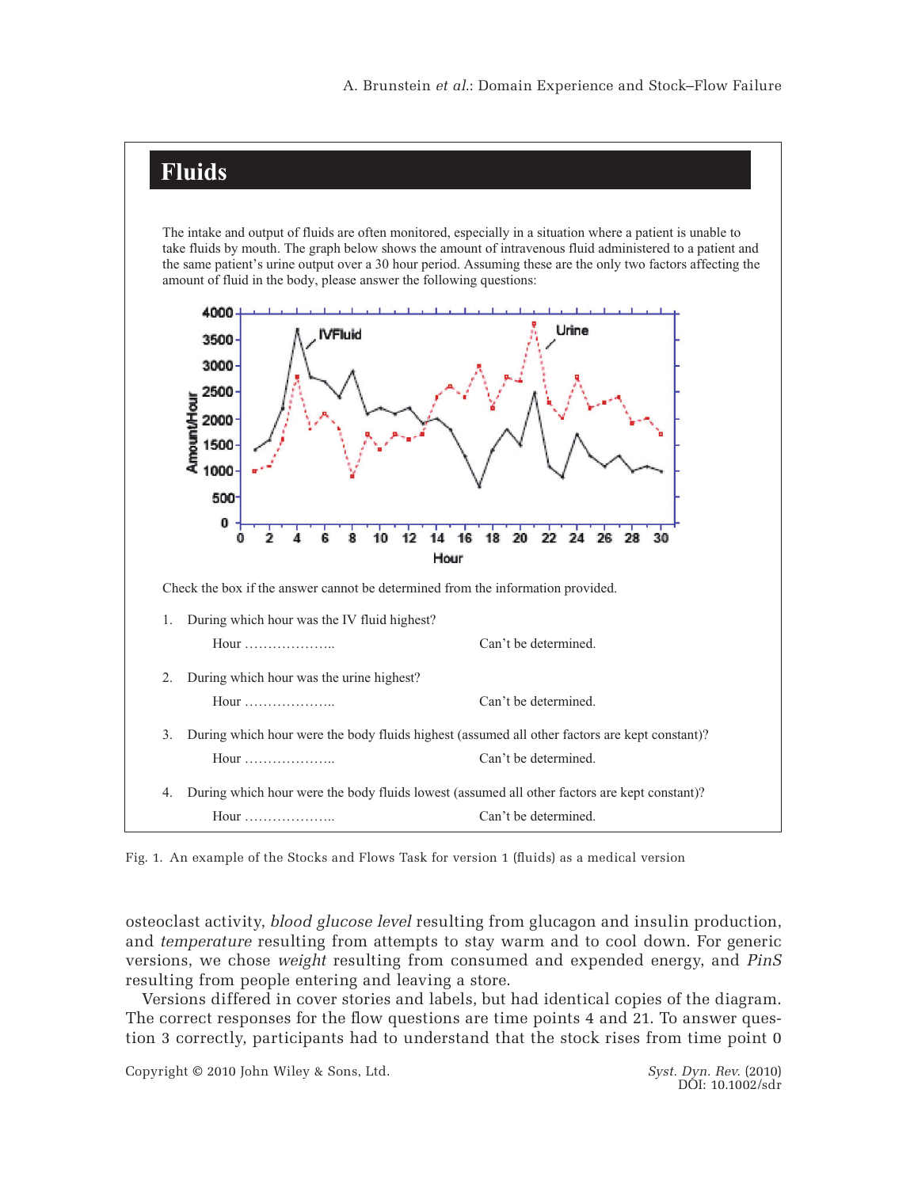## Fluids

The intake and output of fluids are often monitored, especially in a situation where a patient is unable to take fluids by mouth. The graph below shows the amount of intravenous fluid administered to a patient and the same patient's urine output over a 30 hour period. Assuming these are the only two factors affecting the amount of fluid in the body, please answer the following questions:

Check the box if the answer cannot be determined from the information provided.

1. During which hour was the IV fluid highest?

   Hour ……………….. Can't be determined.

2. During which hour was the urine highest?

   Hour ……………….. Can't be determined.

3. During which hour were the body fluids highest (assumed all other factors are kept constant)?

   Hour ……………….. Can't be determined.

4. During which hour were the body fluids lowest (assumed all other factors are kept constant)?

   Hour ……………….. Can't be determined.

Fig. 1. An example of the Stocks and Flows Task for version 1 (fluids) as a medical version

osteoclast activity, *blood glucose level* resulting from glucagon and insulin production, and *temperature* resulting from attempts to stay warm and to cool down. For generic versions, we chose *weight* resulting from consumed and expended energy, and *PinS* resulting from people entering and leaving a store.

Versions differed in cover stories and labels, but had identical copies of the diagram. The correct responses for the flow questions are time points 4 and 21. To answer question 3 correctly, participants had to understand that the stock rises from time point 0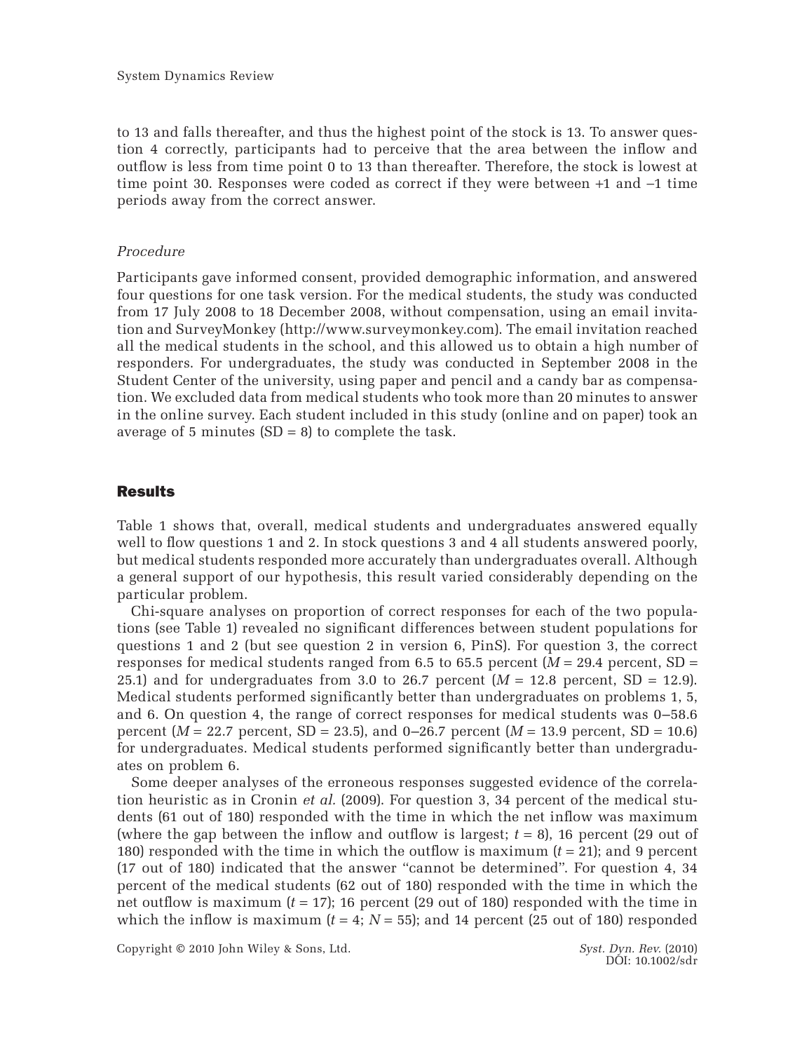to 13 and falls thereafter, and thus the highest point of the stock is 13. To answer question 4 correctly, participants had to perceive that the area between the inflow and outflow is less from time point 0 to 13 than thereafter. Therefore, the stock is lowest at time point 30. Responses were coded as correct if they were between +1 and −1 time periods away from the correct answer.

*Procedure*

Participants gave informed consent, provided demographic information, and answered four questions for one task version. For the medical students, the study was conducted from 17 July 2008 to 18 December 2008, without compensation, using an email invitation and SurveyMonkey (http://www.surveymonkey.com). The email invitation reached all the medical students in the school, and this allowed us to obtain a high number of responders. For undergraduates, the study was conducted in September 2008 in the Student Center of the university, using paper and pencil and a candy bar as compensation. We excluded data from medical students who took more than 20 minutes to answer in the online survey. Each student included in this study (online and on paper) took an average of 5 minutes (SD = 8) to complete the task.

## Results

Table 1 shows that, overall, medical students and undergraduates answered equally well to flow questions 1 and 2. In stock questions 3 and 4 all students answered poorly, but medical students responded more accurately than undergraduates overall. Although a general support of our hypothesis, this result varied considerably depending on the particular problem.

Chi-square analyses on proportion of correct responses for each of the two populations (see Table 1) revealed no significant differences between student populations for questions 1 and 2 (but see question 2 in version 6, PinS). For question 3, the correct responses for medical students ranged from 6.5 to 65.5 percent ($M$ = 29.4 percent, SD = 25.1) and for undergraduates from 3.0 to 26.7 percent ($M$ = 12.8 percent, SD = 12.9). Medical students performed significantly better than undergraduates on problems 1, 5, and 6. On question 4, the range of correct responses for medical students was 0–58.6 percent ($M$ = 22.7 percent, SD = 23.5), and 0–26.7 percent ($M$ = 13.9 percent, SD = 10.6) for undergraduates. Medical students performed significantly better than undergraduates on problem 6.

Some deeper analyses of the erroneous responses suggested evidence of the correlation heuristic as in Cronin *et al.* (2009). For question 3, 34 percent of the medical students (61 out of 180) responded with the time in which the net inflow was maximum (where the gap between the inflow and outflow is largest; $t$ = 8), 16 percent (29 out of 180) responded with the time in which the outflow is maximum ($t$ = 21); and 9 percent (17 out of 180) indicated that the answer "cannot be determined". For question 4, 34 percent of the medical students (62 out of 180) responded with the time in which the net outflow is maximum ($t$ = 17); 16 percent (29 out of 180) responded with the time in which the inflow is maximum ($t$ = 4; $N$ = 55); and 14 percent (25 out of 180) responded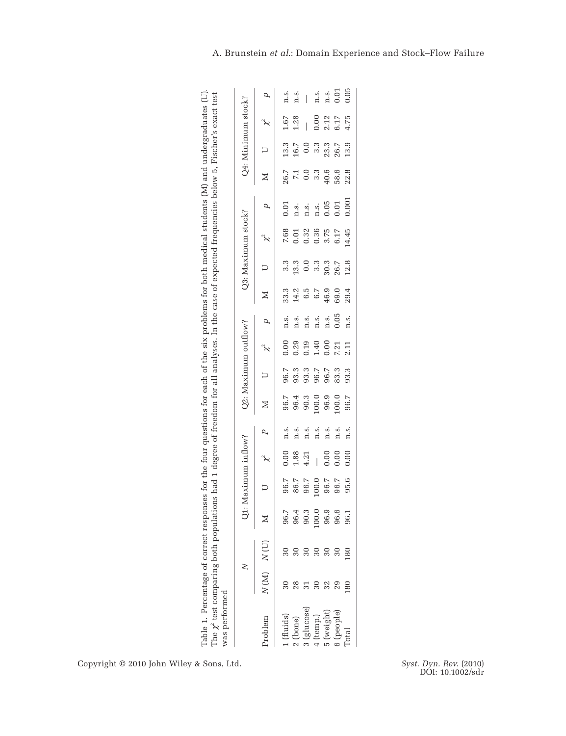Table 1. Percentage of correct responses for the four questions for each of the six problems for both medical students (M) and undergraduates (U). The $\chi^2$ test comparing both populations had 1 degree of freedom for all analyses. In the case of expected frequencies below 5, Fischer's exact test was performed

| Problem | $N$ | | Q1: Maximum inflow? | | | | Q2: Maximum outflow? | | | | Q3: Maximum stock? | | | | Q4: Minimum stock? | | | |
|---|---|---|---|---|---|---|---|---|---|---|---|---|---|---|---|---|---|---|
| | $N$ (M) | $N$ (U) | M | U | $\chi^2$ | $p$ | M | U | $\chi^2$ | $p$ | M | U | $\chi^2$ | $p$ | M | U | $\chi^2$ | $p$ |
| 1 (fluids) | 30 | 30 | 96.7 | 96.7 | 0.00 | n.s. | 96.7 | 96.7 | 0.00 | n.s. | 33.3 | 3.3 | 7.68 | 0.01 | 26.7 | 13.3 | 1.67 | n.s. |
| 2 (bone) | 28 | 30 | 96.4 | 86.7 | 1.88 | n.s. | 96.4 | 93.3 | 0.29 | n.s. | 14.2 | 13.3 | 0.01 | n.s. | 7.1 | 16.7 | 1.28 | n.s. |
| 3 (glucose) | 31 | 30 | 90.3 | 96.7 | 4.21 | n.s. | 90.3 | 93.3 | 0.19 | n.s. | 6.5 | 0.0 | 0.32 | n.s. | 0.0 | 0.0 | — | — |
| 4 (temp.) | 30 | 30 | 100.0 | 100.0 | — | n.s. | 100.0 | 96.7 | 1.40 | n.s. | 6.7 | 3.3 | 0.36 | n.s. | 3.3 | 3.3 | 0.00 | n.s. |
| 5 (weight) | 32 | 30 | 96.9 | 96.7 | 0.00 | n.s. | 96.9 | 96.7 | 0.00 | n.s. | 46.9 | 30.3 | 3.75 | 0.05 | 40.6 | 23.3 | 2.12 | n.s. |
| 6 (people) | 29 | 30 | 96.6 | 96.7 | 0.00 | n.s. | 100.0 | 83.3 | 7.21 | 0.05 | 69.0 | 26.7 | 6.17 | 0.01 | 58.6 | 26.7 | 6.17 | 0.01 |
| Total | 180 | 180 | 96.1 | 95.6 | 0.00 | n.s. | 96.7 | 93.3 | 2.11 | n.s. | 29.4 | 12.8 | 14.45 | 0.001 | 22.8 | 13.9 | 4.75 | 0.05 |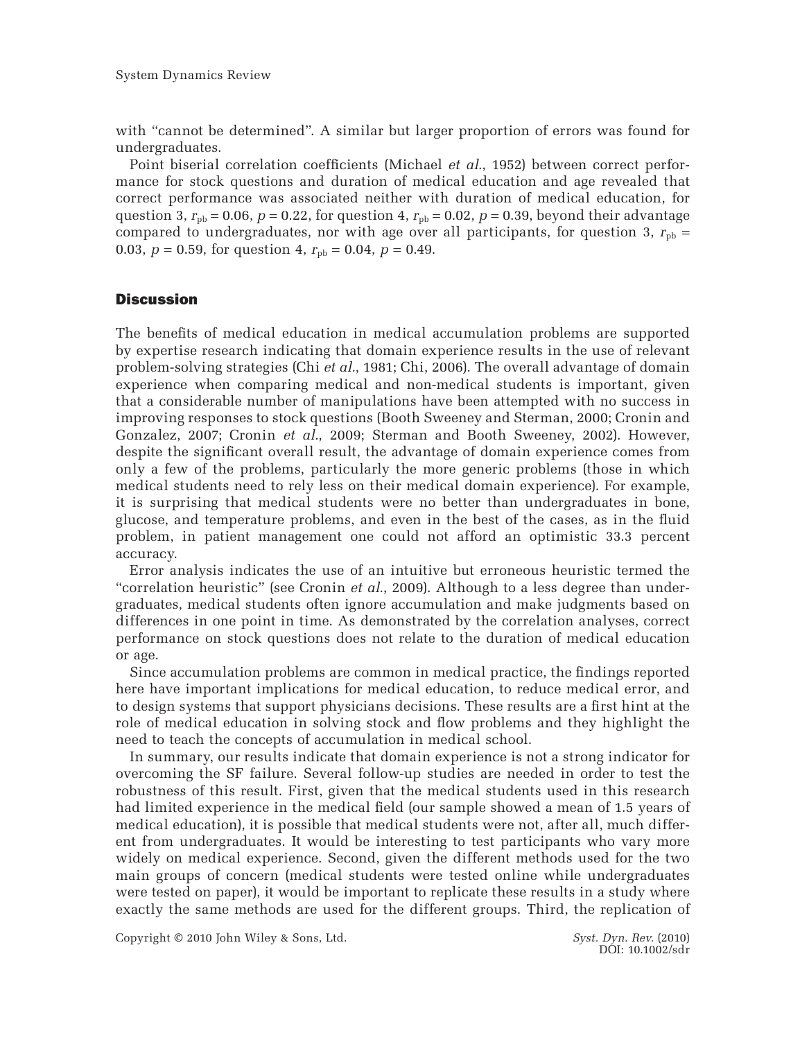with "cannot be determined". A similar but larger proportion of errors was found for undergraduates.

Point biserial correlation coefficients (Michael *et al.*, 1952) between correct performance for stock questions and duration of medical education and age revealed that correct performance was associated neither with duration of medical education, for question 3, $r_{pb} = 0.06$, $p = 0.22$, for question 4, $r_{pb} = 0.02$, $p = 0.39$, beyond their advantage compared to undergraduates, nor with age over all participants, for question 3, $r_{pb} = 0.03$, $p = 0.59$, for question 4, $r_{pb} = 0.04$, $p = 0.49$.

## Discussion

The benefits of medical education in medical accumulation problems are supported by expertise research indicating that domain experience results in the use of relevant problem-solving strategies (Chi *et al.*, 1981; Chi, 2006). The overall advantage of domain experience when comparing medical and non-medical students is important, given that a considerable number of manipulations have been attempted with no success in improving responses to stock questions (Booth Sweeney and Sterman, 2000; Cronin and Gonzalez, 2007; Cronin *et al.*, 2009; Sterman and Booth Sweeney, 2002). However, despite the significant overall result, the advantage of domain experience comes from only a few of the problems, particularly the more generic problems (those in which medical students need to rely less on their medical domain experience). For example, it is surprising that medical students were no better than undergraduates in bone, glucose, and temperature problems, and even in the best of the cases, as in the fluid problem, in patient management one could not afford an optimistic 33.3 percent accuracy.

Error analysis indicates the use of an intuitive but erroneous heuristic termed the "correlation heuristic" (see Cronin *et al.*, 2009). Although to a less degree than undergraduates, medical students often ignore accumulation and make judgments based on differences in one point in time. As demonstrated by the correlation analyses, correct performance on stock questions does not relate to the duration of medical education or age.

Since accumulation problems are common in medical practice, the findings reported here have important implications for medical education, to reduce medical error, and to design systems that support physicians decisions. These results are a first hint at the role of medical education in solving stock and flow problems and they highlight the need to teach the concepts of accumulation in medical school.

In summary, our results indicate that domain experience is not a strong indicator for overcoming the SF failure. Several follow-up studies are needed in order to test the robustness of this result. First, given that the medical students used in this research had limited experience in the medical field (our sample showed a mean of 1.5 years of medical education), it is possible that medical students were not, after all, much different from undergraduates. It would be interesting to test participants who vary more widely on medical experience. Second, given the different methods used for the two main groups of concern (medical students were tested online while undergraduates were tested on paper), it would be important to replicate these results in a study where exactly the same methods are used for the different groups. Third, the replication of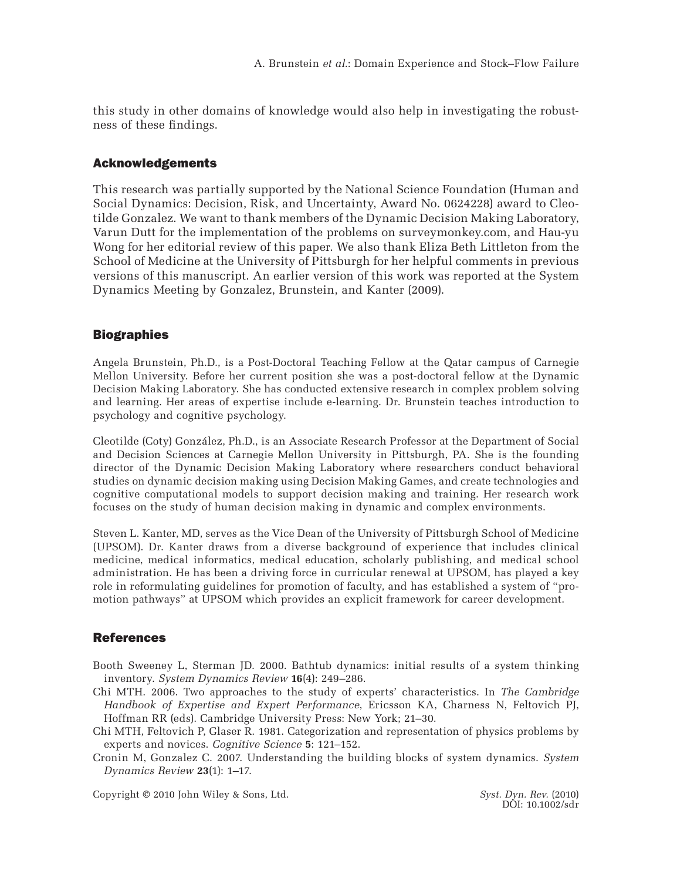this study in other domains of knowledge would also help in investigating the robustness of these findings.

## Acknowledgements

This research was partially supported by the National Science Foundation (Human and Social Dynamics: Decision, Risk, and Uncertainty, Award No. 0624228) award to Cleotilde Gonzalez. We want to thank members of the Dynamic Decision Making Laboratory, Varun Dutt for the implementation of the problems on surveymonkey.com, and Hau-yu Wong for her editorial review of this paper. We also thank Eliza Beth Littleton from the School of Medicine at the University of Pittsburgh for her helpful comments in previous versions of this manuscript. An earlier version of this work was reported at the System Dynamics Meeting by Gonzalez, Brunstein, and Kanter (2009).

## Biographies

Angela Brunstein, Ph.D., is a Post-Doctoral Teaching Fellow at the Qatar campus of Carnegie Mellon University. Before her current position she was a post-doctoral fellow at the Dynamic Decision Making Laboratory. She has conducted extensive research in complex problem solving and learning. Her areas of expertise include e-learning. Dr. Brunstein teaches introduction to psychology and cognitive psychology.

Cleotilde (Coty) González, Ph.D., is an Associate Research Professor at the Department of Social and Decision Sciences at Carnegie Mellon University in Pittsburgh, PA. She is the founding director of the Dynamic Decision Making Laboratory where researchers conduct behavioral studies on dynamic decision making using Decision Making Games, and create technologies and cognitive computational models to support decision making and training. Her research work focuses on the study of human decision making in dynamic and complex environments.

Steven L. Kanter, MD, serves as the Vice Dean of the University of Pittsburgh School of Medicine (UPSOM). Dr. Kanter draws from a diverse background of experience that includes clinical medicine, medical informatics, medical education, scholarly publishing, and medical school administration. He has been a driving force in curricular renewal at UPSOM, has played a key role in reformulating guidelines for promotion of faculty, and has established a system of "promotion pathways" at UPSOM which provides an explicit framework for career development.

## References

Booth Sweeney L, Sterman JD. 2000. Bathtub dynamics: initial results of a system thinking inventory. *System Dynamics Review* **16**(4): 249–286.

Chi MTH. 2006. Two approaches to the study of experts' characteristics. In *The Cambridge Handbook of Expertise and Expert Performance*, Ericsson KA, Charness N, Feltovich PJ, Hoffman RR (eds). Cambridge University Press: New York; 21–30.

Chi MTH, Feltovich P, Glaser R. 1981. Categorization and representation of physics problems by experts and novices. *Cognitive Science* **5**: 121–152.

Cronin M, Gonzalez C. 2007. Understanding the building blocks of system dynamics. *System Dynamics Review* **23**(1): 1–17.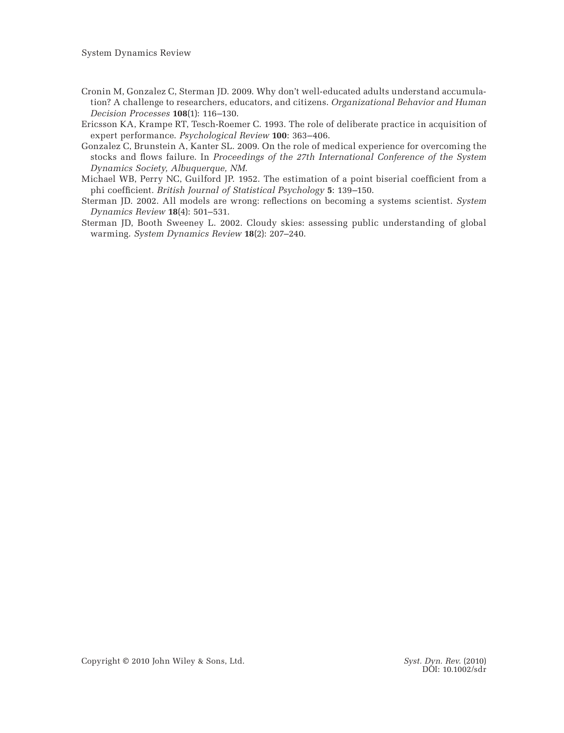Cronin M, Gonzalez C, Sterman JD. 2009. Why don't well-educated adults understand accumulation? A challenge to researchers, educators, and citizens. *Organizational Behavior and Human Decision Processes* **108**(1): 116–130.

Ericsson KA, Krampe RT, Tesch-Roemer C. 1993. The role of deliberate practice in acquisition of expert performance. *Psychological Review* **100**: 363–406.

Gonzalez C, Brunstein A, Kanter SL. 2009. On the role of medical experience for overcoming the stocks and flows failure. In *Proceedings of the 27th International Conference of the System Dynamics Society, Albuquerque, NM*.

Michael WB, Perry NC, Guilford JP. 1952. The estimation of a point biserial coefficient from a phi coefficient. *British Journal of Statistical Psychology* **5**: 139–150.

Sterman JD. 2002. All models are wrong: reflections on becoming a systems scientist. *System Dynamics Review* **18**(4): 501–531.

Sterman JD, Booth Sweeney L. 2002. Cloudy skies: assessing public understanding of global warming. *System Dynamics Review* **18**(2): 207–240.